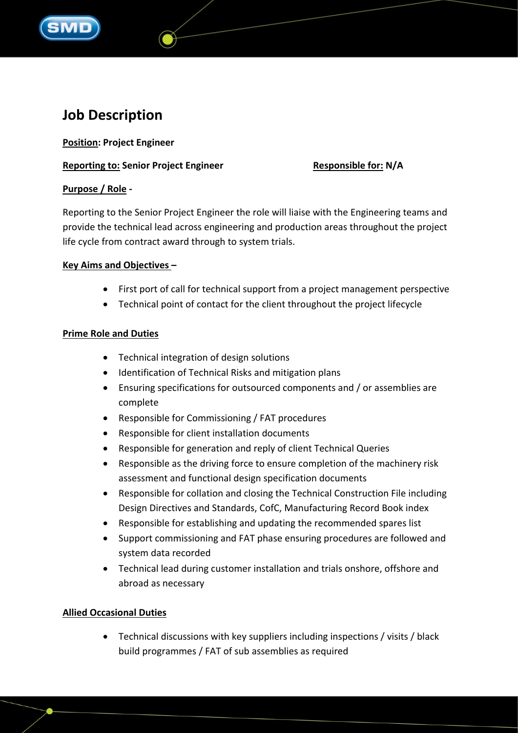# Job Description

**Position: Project Engineer**

**Reporting to: Senior Project Engineer** **Responsible for: N/A**

**Purpose / Role -**

Reporting to the Senior Project Engineer the role will liaise with the Engineering teams and provide the technical lead across engineering and production areas throughout the project life cycle from contract award through to system trials.

**Key Aims and Objectives –**

- First port of call for technical support from a project management perspective
- Technical point of contact for the client throughout the project lifecycle

**Prime Role and Duties**

- Technical integration of design solutions
- Identification of Technical Risks and mitigation plans
- Ensuring specifications for outsourced components and / or assemblies are complete
- Responsible for Commissioning / FAT procedures
- Responsible for client installation documents
- Responsible for generation and reply of client Technical Queries
- Responsible as the driving force to ensure completion of the machinery risk assessment and functional design specification documents
- Responsible for collation and closing the Technical Construction File including Design Directives and Standards, CofC, Manufacturing Record Book index
- Responsible for establishing and updating the recommended spares list
- Support commissioning and FAT phase ensuring procedures are followed and system data recorded
- Technical lead during customer installation and trials onshore, offshore and abroad as necessary

**Allied Occasional Duties**

- Technical discussions with key suppliers including inspections / visits / black build programmes / FAT of sub assemblies as required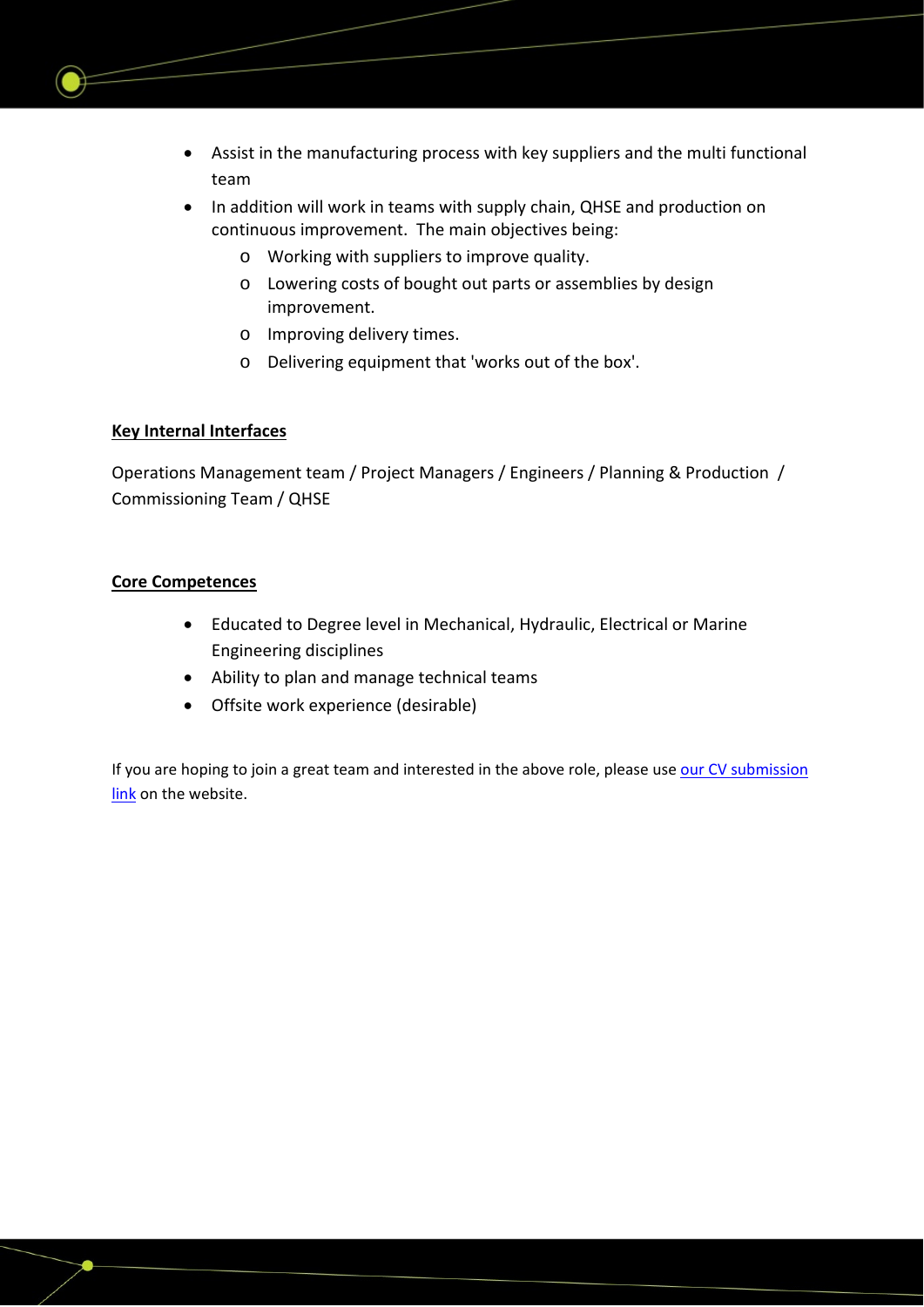- Assist in the manufacturing process with key suppliers and the multi functional team
- In addition will work in teams with supply chain, QHSE and production on continuous improvement.  The main objectives being:
  - Working with suppliers to improve quality.
  - Lowering costs of bought out parts or assemblies by design improvement.
  - Improving delivery times.
  - Delivering equipment that 'works out of the box'.

**Key Internal Interfaces**

Operations Management team / Project Managers / Engineers / Planning & Production / Commissioning Team / QHSE

**Core Competences**

- Educated to Degree level in Mechanical, Hydraulic, Electrical or Marine Engineering disciplines
- Ability to plan and manage technical teams
- Offsite work experience (desirable)

If you are hoping to join a great team and interested in the above role, please use our CV submission link on the website.